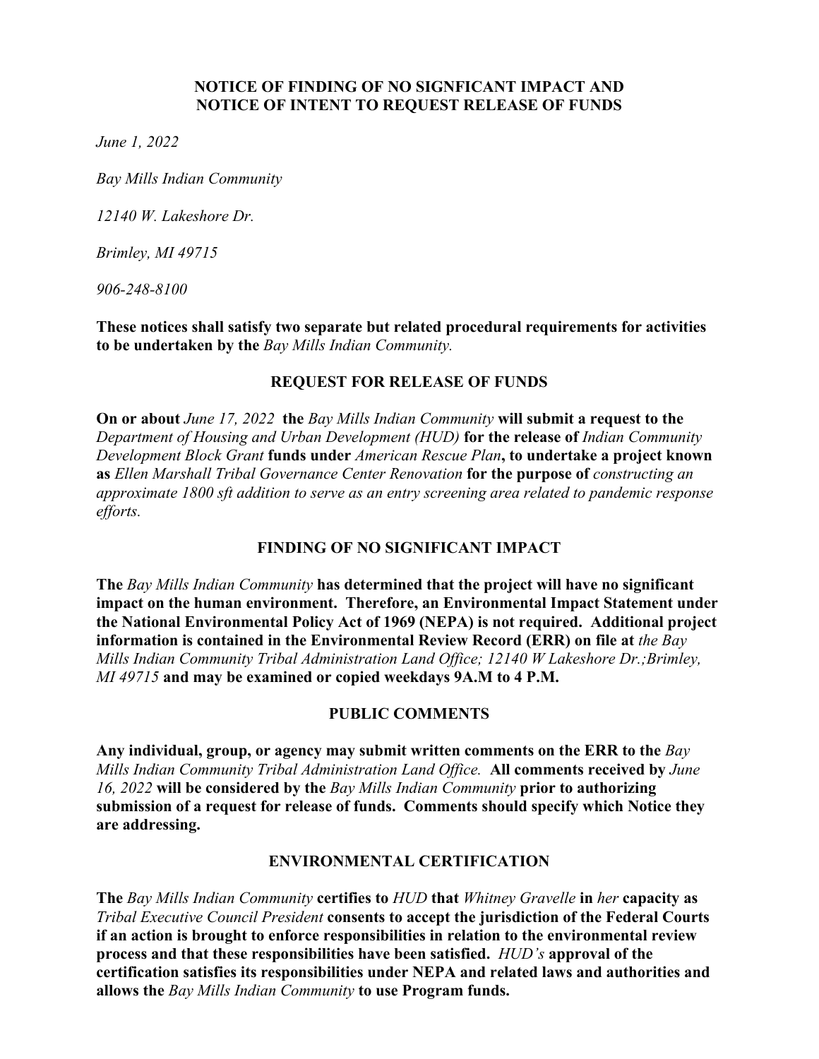**NOTICE OF FINDING OF NO SIGNFICANT IMPACT AND NOTICE OF INTENT TO REQUEST RELEASE OF FUNDS**

*June 1, 2022*

*Bay Mills Indian Community*

*12140 W. Lakeshore Dr.*

*Brimley, MI 49715*

*906-248-8100*

**These notices shall satisfy two separate but related procedural requirements for activities to be undertaken by the** *Bay Mills Indian Community.*

## REQUEST FOR RELEASE OF FUNDS

**On or about** *June 17, 2022* **the** *Bay Mills Indian Community* **will submit a request to the** *Department of Housing and Urban Development (HUD)* **for the release of** *Indian Community Development Block Grant* **funds under** *American Rescue Plan***, to undertake a project known as** *Ellen Marshall Tribal Governance Center Renovation* **for the purpose of** *constructing an approximate 1800 sft addition to serve as an entry screening area related to pandemic response efforts.*

## FINDING OF NO SIGNIFICANT IMPACT

**The** *Bay Mills Indian Community* **has determined that the project will have no significant impact on the human environment. Therefore, an Environmental Impact Statement under the National Environmental Policy Act of 1969 (NEPA) is not required. Additional project information is contained in the Environmental Review Record (ERR) on file at** *the Bay Mills Indian Community Tribal Administration Land Office; 12140 W Lakeshore Dr.;Brimley, MI 49715* **and may be examined or copied weekdays 9A.M to 4 P.M.**

## PUBLIC COMMENTS

**Any individual, group, or agency may submit written comments on the ERR to the** *Bay Mills Indian Community Tribal Administration Land Office.* **All comments received by** *June 16, 2022* **will be considered by the** *Bay Mills Indian Community* **prior to authorizing submission of a request for release of funds. Comments should specify which Notice they are addressing.**

## ENVIRONMENTAL CERTIFICATION

**The** *Bay Mills Indian Community* **certifies to** *HUD* **that** *Whitney Gravelle* **in** *her* **capacity as** *Tribal Executive Council President* **consents to accept the jurisdiction of the Federal Courts if an action is brought to enforce responsibilities in relation to the environmental review process and that these responsibilities have been satisfied.** *HUD's* **approval of the certification satisfies its responsibilities under NEPA and related laws and authorities and allows the** *Bay Mills Indian Community* **to use Program funds.**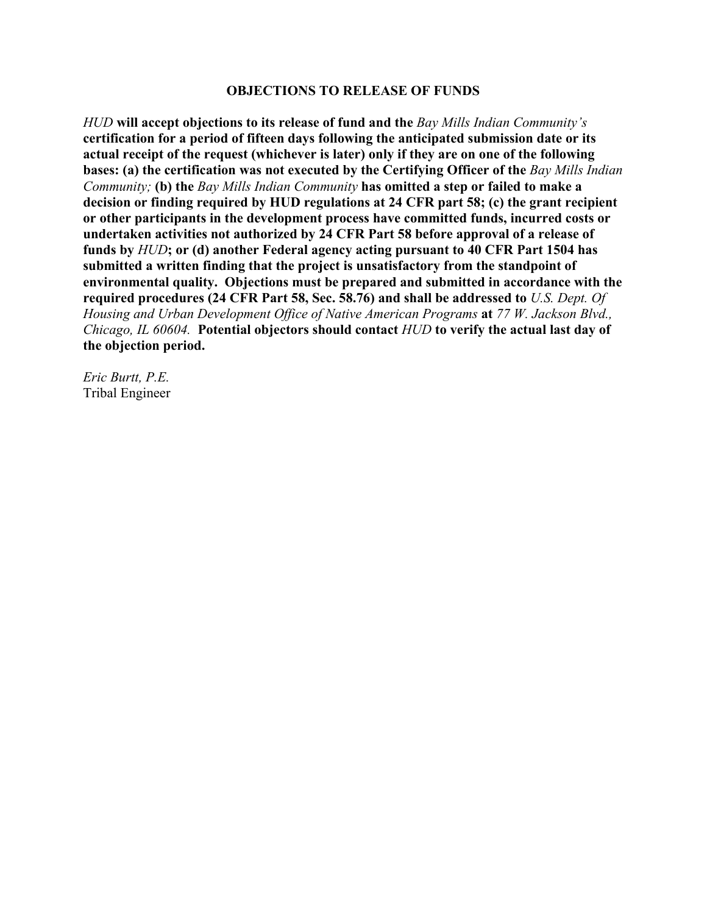**OBJECTIONS TO RELEASE OF FUNDS**

*HUD* **will accept objections to its release of fund and the** *Bay Mills Indian Community's* **certification for a period of fifteen days following the anticipated submission date or its actual receipt of the request (whichever is later) only if they are on one of the following bases: (a) the certification was not executed by the Certifying Officer of the** *Bay Mills Indian Community;* **(b) the** *Bay Mills Indian Community* **has omitted a step or failed to make a decision or finding required by HUD regulations at 24 CFR part 58; (c) the grant recipient or other participants in the development process have committed funds, incurred costs or undertaken activities not authorized by 24 CFR Part 58 before approval of a release of funds by** *HUD***; or (d) another Federal agency acting pursuant to 40 CFR Part 1504 has submitted a written finding that the project is unsatisfactory from the standpoint of environmental quality. Objections must be prepared and submitted in accordance with the required procedures (24 CFR Part 58, Sec. 58.76) and shall be addressed to** *U.S. Dept. Of Housing and Urban Development Office of Native American Programs* **at** *77 W. Jackson Blvd., Chicago, IL 60604.* **Potential objectors should contact** *HUD* **to verify the actual last day of the objection period.**

*Eric Burtt, P.E.*
Tribal Engineer